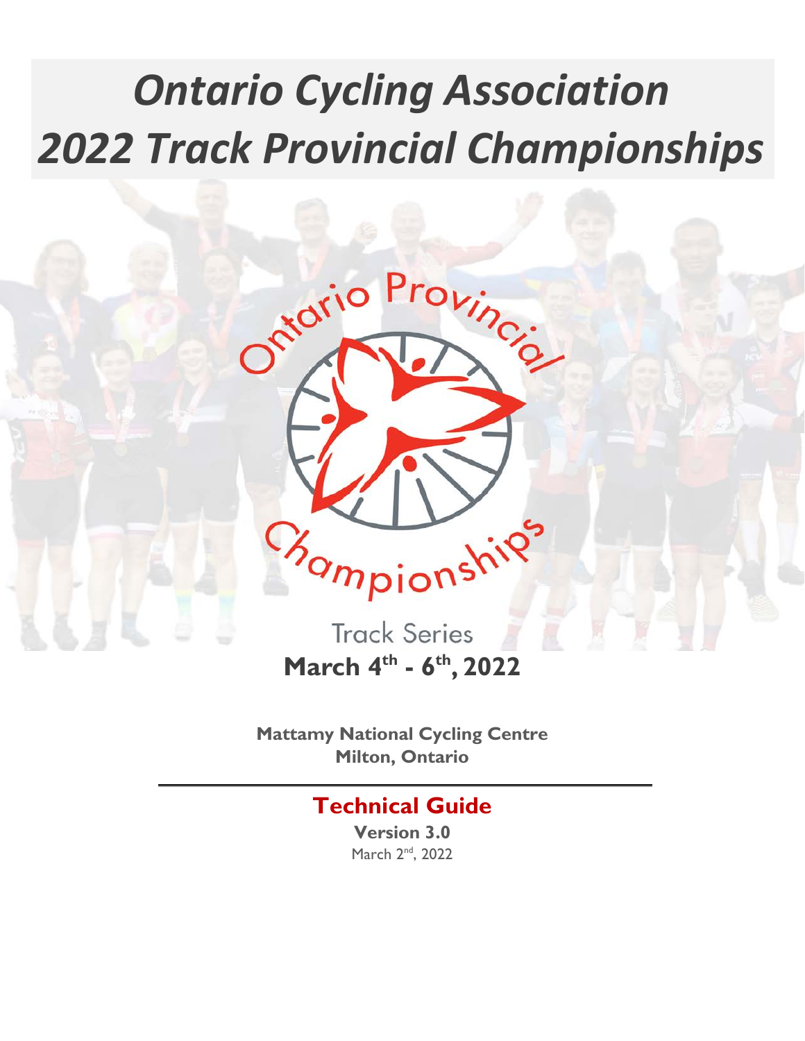# *Ontario Cycling Association 2022 Track Provincial Championships*

Ontario Provincial Championships

Track Series

**March 4th - 6th, 2022**

**Mattamy National Cycling Centre**
**Milton, Ontario**

## Technical Guide

**Version 3.0**
March 2nd, 2022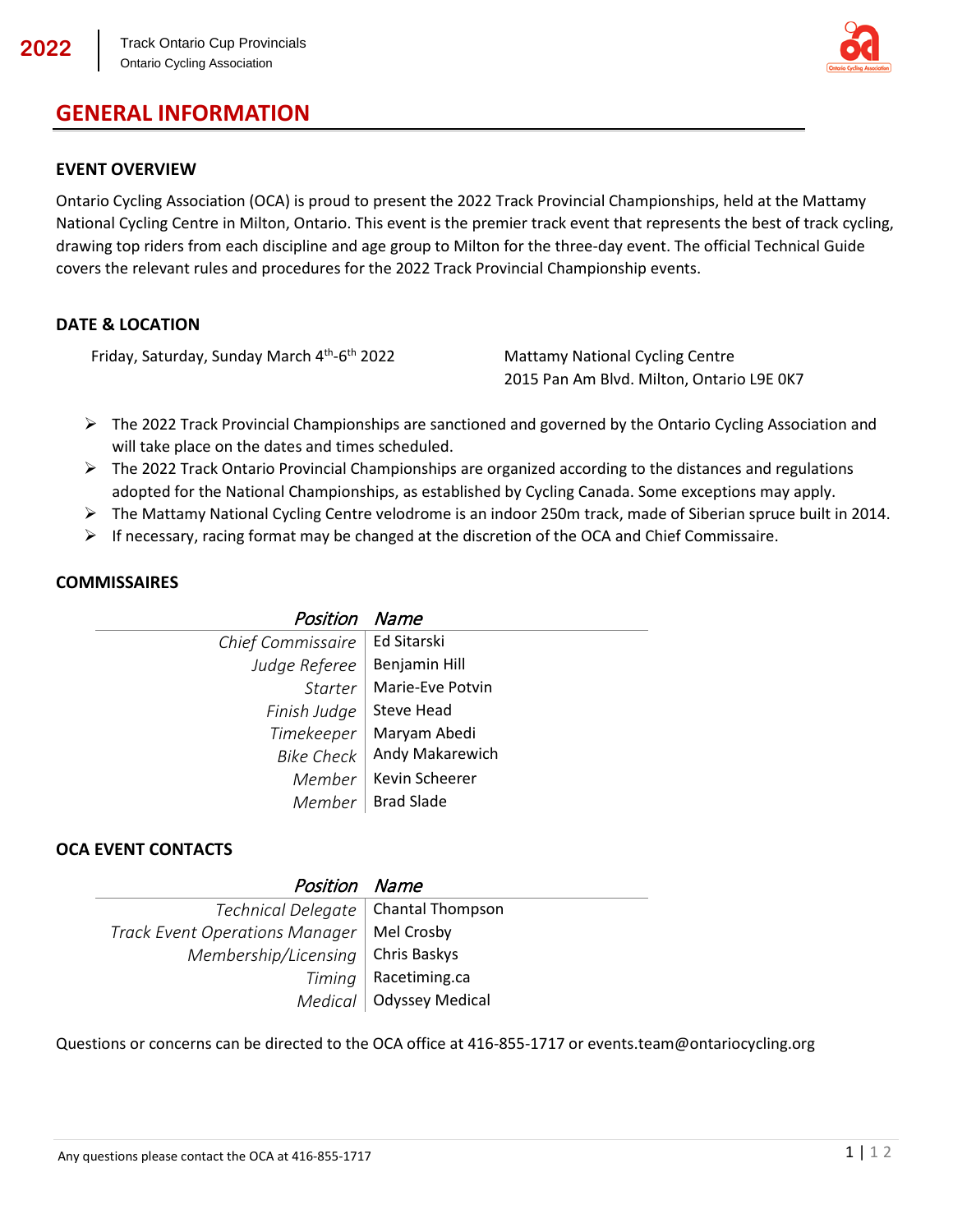# GENERAL INFORMATION

## EVENT OVERVIEW

Ontario Cycling Association (OCA) is proud to present the 2022 Track Provincial Championships, held at the Mattamy National Cycling Centre in Milton, Ontario. This event is the premier track event that represents the best of track cycling, drawing top riders from each discipline and age group to Milton for the three-day event. The official Technical Guide covers the relevant rules and procedures for the 2022 Track Provincial Championship events.

## DATE & LOCATION

Friday, Saturday, Sunday March 4th-6th 2022

Mattamy National Cycling Centre
2015 Pan Am Blvd. Milton, Ontario L9E 0K7

- The 2022 Track Provincial Championships are sanctioned and governed by the Ontario Cycling Association and will take place on the dates and times scheduled.
- The 2022 Track Ontario Provincial Championships are organized according to the distances and regulations adopted for the National Championships, as established by Cycling Canada. Some exceptions may apply.
- The Mattamy National Cycling Centre velodrome is an indoor 250m track, made of Siberian spruce built in 2014.
- If necessary, racing format may be changed at the discretion of the OCA and Chief Commissaire.

## COMMISSAIRES

| *Position* | *Name* |
|---|---|
| *Chief Commissaire* | Ed Sitarski |
| *Judge Referee* | Benjamin Hill |
| *Starter* | Marie-Eve Potvin |
| *Finish Judge* | Steve Head |
| *Timekeeper* | Maryam Abedi |
| *Bike Check* | Andy Makarewich |
| *Member* | Kevin Scheerer |
| *Member* | Brad Slade |

## OCA EVENT CONTACTS

| *Position* | *Name* |
|---|---|
| *Technical Delegate* | Chantal Thompson |
| *Track Event Operations Manager* | Mel Crosby |
| *Membership/Licensing* | Chris Baskys |
| *Timing* | Racetiming.ca |
| *Medical* | Odyssey Medical |

Questions or concerns can be directed to the OCA office at 416-855-1717 or events.team@ontariocycling.org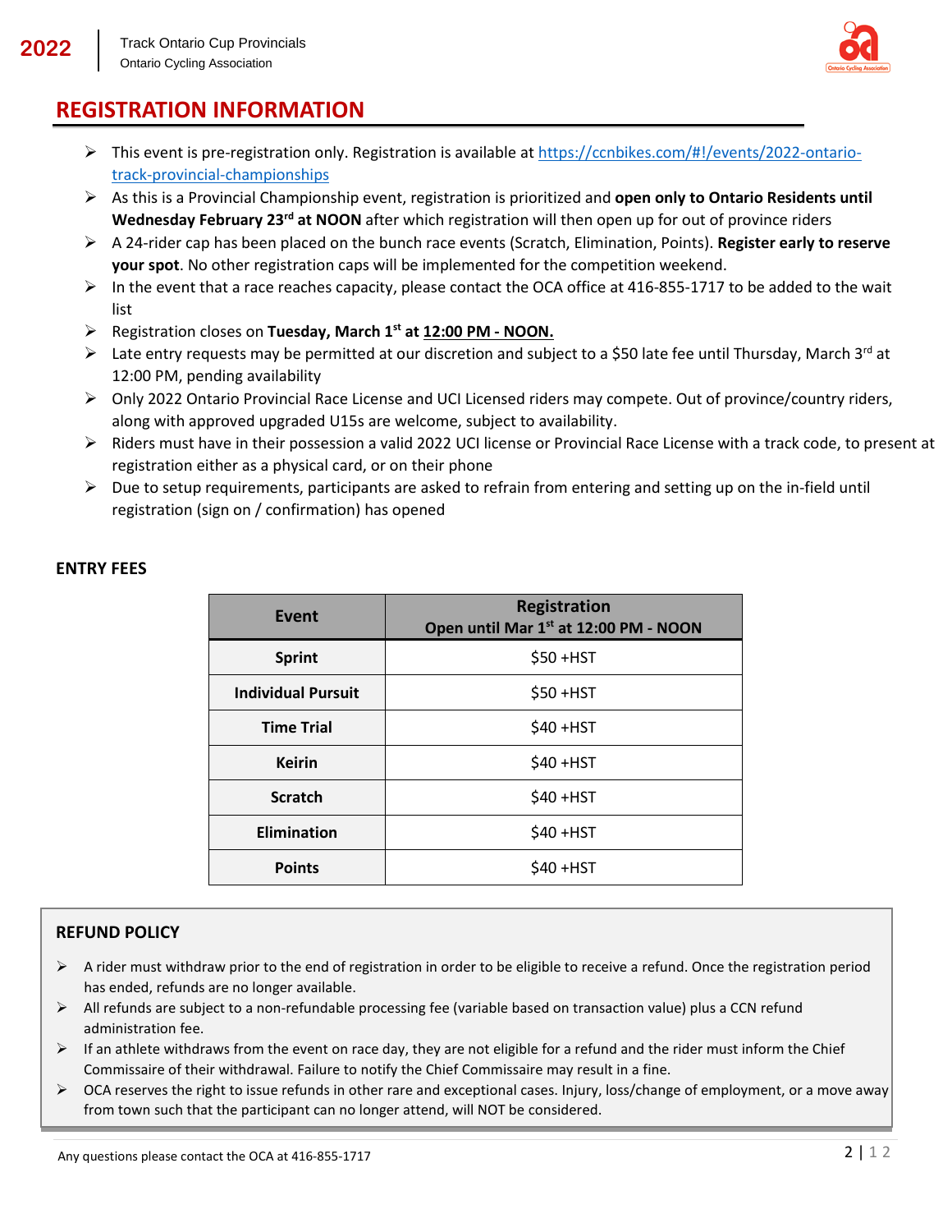## REGISTRATION INFORMATION

- This event is pre-registration only. Registration is available at https://ccnbikes.com/#!/events/2022-ontario-track-provincial-championships
- As this is a Provincial Championship event, registration is prioritized and **open only to Ontario Residents until Wednesday February 23rd at NOON** after which registration will then open up for out of province riders
- A 24-rider cap has been placed on the bunch race events (Scratch, Elimination, Points). **Register early to reserve your spot**. No other registration caps will be implemented for the competition weekend.
- In the event that a race reaches capacity, please contact the OCA office at 416-855-1717 to be added to the wait list
- Registration closes on **Tuesday, March 1st at 12:00 PM - NOON.**
- Late entry requests may be permitted at our discretion and subject to a $50 late fee until Thursday, March 3rd at 12:00 PM, pending availability
- Only 2022 Ontario Provincial Race License and UCI Licensed riders may compete. Out of province/country riders, along with approved upgraded U15s are welcome, subject to availability.
- Riders must have in their possession a valid 2022 UCI license or Provincial Race License with a track code, to present at registration either as a physical card, or on their phone
- Due to setup requirements, participants are asked to refrain from entering and setting up on the in-field until registration (sign on / confirmation) has opened

### ENTRY FEES

| Event | Registration Open until Mar 1st at 12:00 PM - NOON |
|---|---|
| Sprint | $50 +HST |
| Individual Pursuit | $50 +HST |
| Time Trial | $40 +HST |
| Keirin | $40 +HST |
| Scratch | $40 +HST |
| Elimination | $40 +HST |
| Points | $40 +HST |

### REFUND POLICY

- A rider must withdraw prior to the end of registration in order to be eligible to receive a refund. Once the registration period has ended, refunds are no longer available.
- All refunds are subject to a non-refundable processing fee (variable based on transaction value) plus a CCN refund administration fee.
- If an athlete withdraws from the event on race day, they are not eligible for a refund and the rider must inform the Chief Commissaire of their withdrawal. Failure to notify the Chief Commissaire may result in a fine.
- OCA reserves the right to issue refunds in other rare and exceptional cases. Injury, loss/change of employment, or a move away from town such that the participant can no longer attend, will NOT be considered.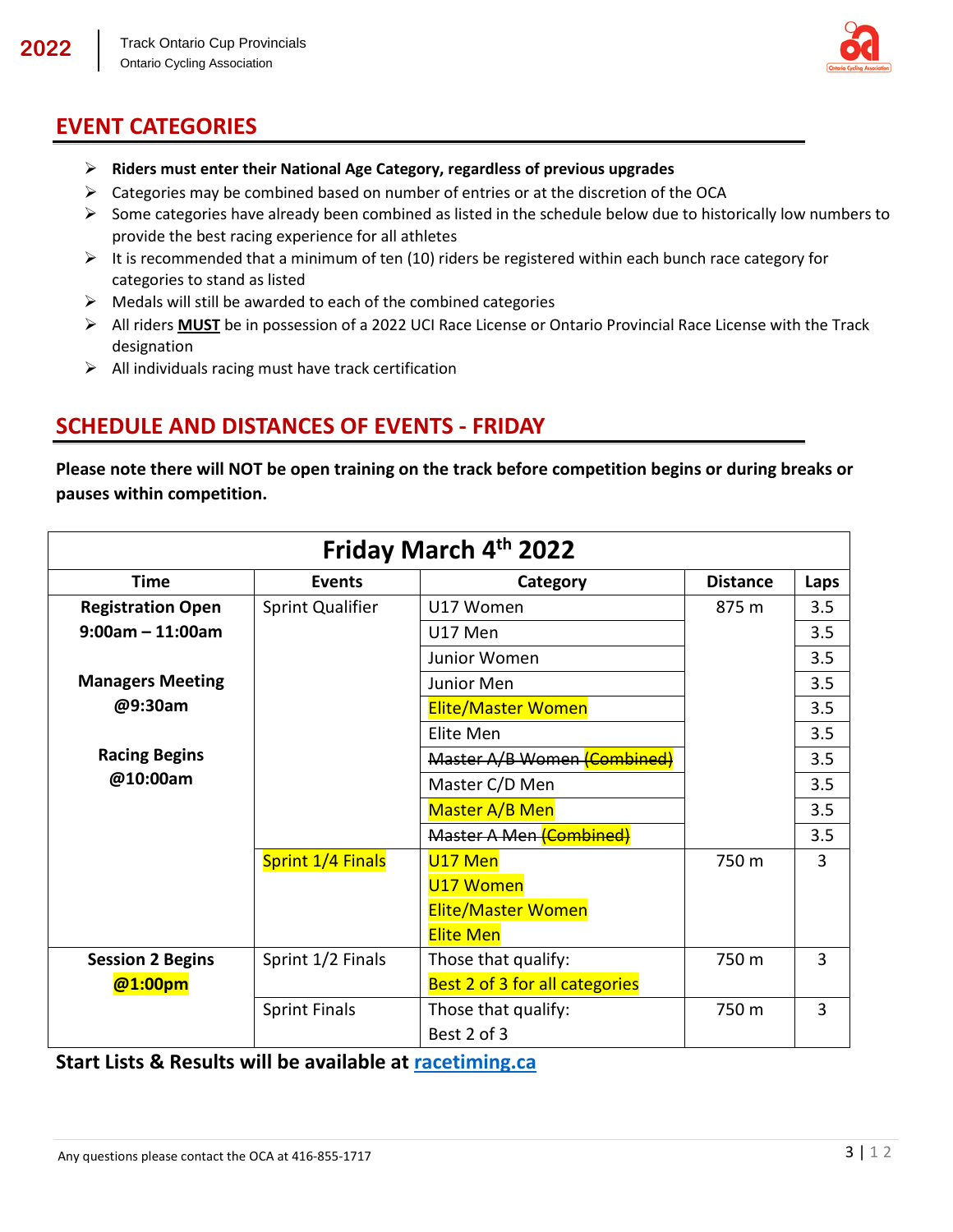## EVENT CATEGORIES

- **Riders must enter their National Age Category, regardless of previous upgrades**
- Categories may be combined based on number of entries or at the discretion of the OCA
- Some categories have already been combined as listed in the schedule below due to historically low numbers to provide the best racing experience for all athletes
- It is recommended that a minimum of ten (10) riders be registered within each bunch race category for categories to stand as listed
- Medals will still be awarded to each of the combined categories
- All riders **MUST** be in possession of a 2022 UCI Race License or Ontario Provincial Race License with the Track designation
- All individuals racing must have track certification

## SCHEDULE AND DISTANCES OF EVENTS - FRIDAY

**Please note there will NOT be open training on the track before competition begins or during breaks or pauses within competition.**

| Friday March 4th 2022 | | | | |
|---|---|---|---|---|
| **Time** | **Events** | **Category** | **Distance** | **Laps** |
| **Registration Open 9:00am – 11:00am** <br><br> **Managers Meeting @9:30am** <br><br> **Racing Begins @10:00am** | Sprint Qualifier | U17 Women | 875 m | 3.5 |
| | | U17 Men | | 3.5 |
| | | Junior Women | | 3.5 |
| | | Junior Men | | 3.5 |
| | | Elite/Master Women | | 3.5 |
| | | Elite Men | | 3.5 |
| | | ~~Master A/B Women (Combined)~~ | | 3.5 |
| | | Master C/D Men | | 3.5 |
| | | Master A/B Men | | 3.5 |
| | | ~~Master A Men (Combined)~~ | | 3.5 |
| | Sprint 1/4 Finals | U17 Men <br> U17 Women <br> Elite/Master Women <br> Elite Men | 750 m | 3 |
| **Session 2 Begins @1:00pm** | Sprint 1/2 Finals | Those that qualify: <br> Best 2 of 3 for all categories | 750 m | 3 |
| | Sprint Finals | Those that qualify: <br> Best 2 of 3 | 750 m | 3 |

**Start Lists & Results will be available at [racetiming.ca](racetiming.ca)**

Any questions please contact the OCA at 416-855-1717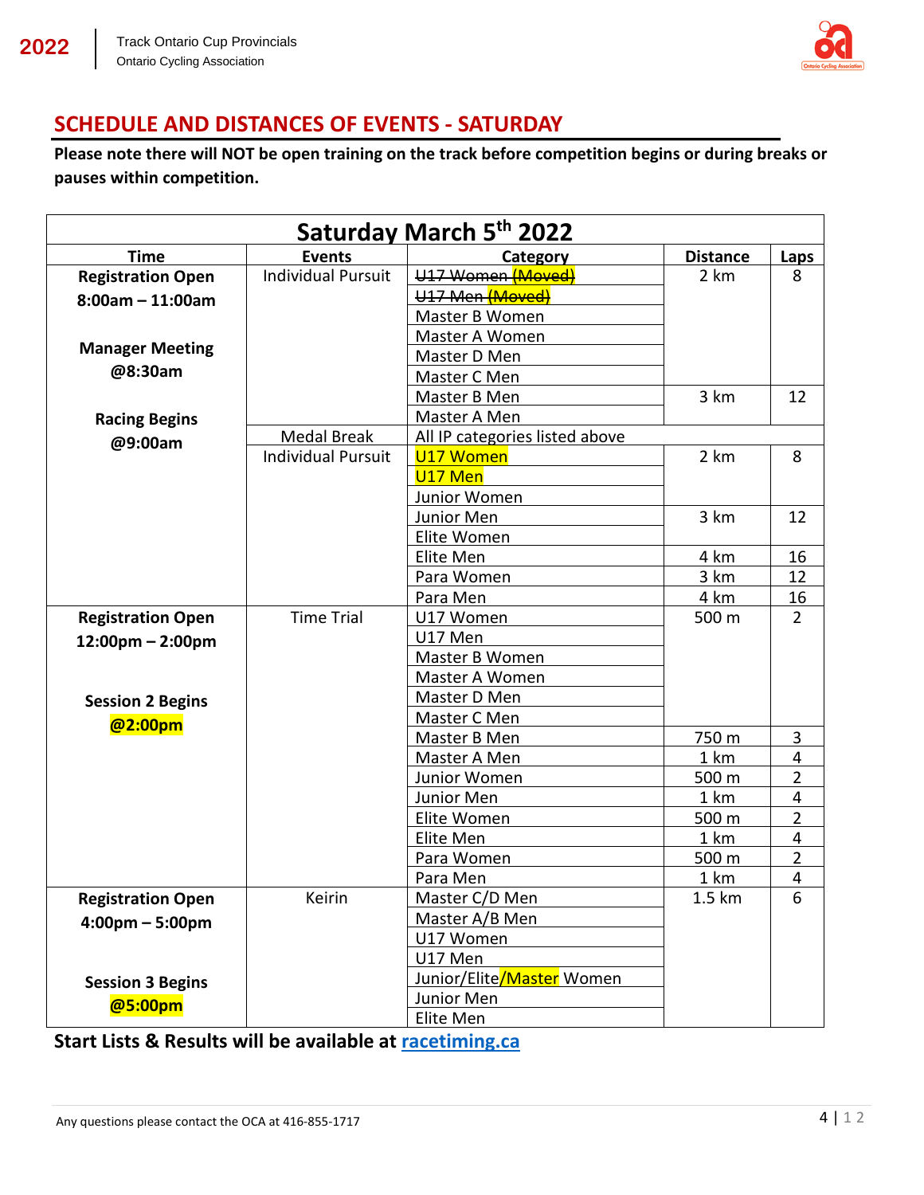## SCHEDULE AND DISTANCES OF EVENTS - SATURDAY

**Please note there will NOT be open training on the track before competition begins or during breaks or pauses within competition.**

| Saturday March 5th 2022 | | | | |
|---|---|---|---|---|
| **Time** | **Events** | **Category** | **Distance** | **Laps** |
| **Registration Open 8:00am – 11:00am** | Individual Pursuit | ~~U17 Women~~ ~~(Moved)~~ | 2 km | 8 |
| | | ~~U17 Men~~ ~~(Moved)~~ | | |
| **Manager Meeting @8:30am** | | Master B Women | | |
| | | Master A Women | | |
| | | Master D Men | | |
| **Racing Begins @9:00am** | | Master C Men | | |
| | | Master B Men | 3 km | 12 |
| | | Master A Men | | |
| | Medal Break | All IP categories listed above | | |
| | Individual Pursuit | U17 Women | 2 km | 8 |
| | | U17 Men | | |
| | | Junior Women | | |
| | | Junior Men | 3 km | 12 |
| | | Elite Women | | |
| | | Elite Men | 4 km | 16 |
| | | Para Women | 3 km | 12 |
| | | Para Men | 4 km | 16 |
| **Registration Open 12:00pm – 2:00pm** | Time Trial | U17 Women | 500 m | 2 |
| | | U17 Men | | |
| | | Master B Women | | |
| **Session 2 Begins @2:00pm** | | Master A Women | | |
| | | Master D Men | | |
| | | Master C Men | | |
| | | Master B Men | 750 m | 3 |
| | | Master A Men | 1 km | 4 |
| | | Junior Women | 500 m | 2 |
| | | Junior Men | 1 km | 4 |
| | | Elite Women | 500 m | 2 |
| | | Elite Men | 1 km | 4 |
| | | Para Women | 500 m | 2 |
| | | Para Men | 1 km | 4 |
| **Registration Open 4:00pm – 5:00pm** | Keirin | Master C/D Men | 1.5 km | 6 |
| | | Master A/B Men | | |
| | | U17 Women | | |
| **Session 3 Begins @5:00pm** | | U17 Men | | |
| | | Junior/Elite/Master Women | | |
| | | Junior Men | | |
| | | Elite Men | | |

**Start Lists & Results will be available at [racetiming.ca](racetiming.ca)**

Any questions please contact the OCA at 416-855-1717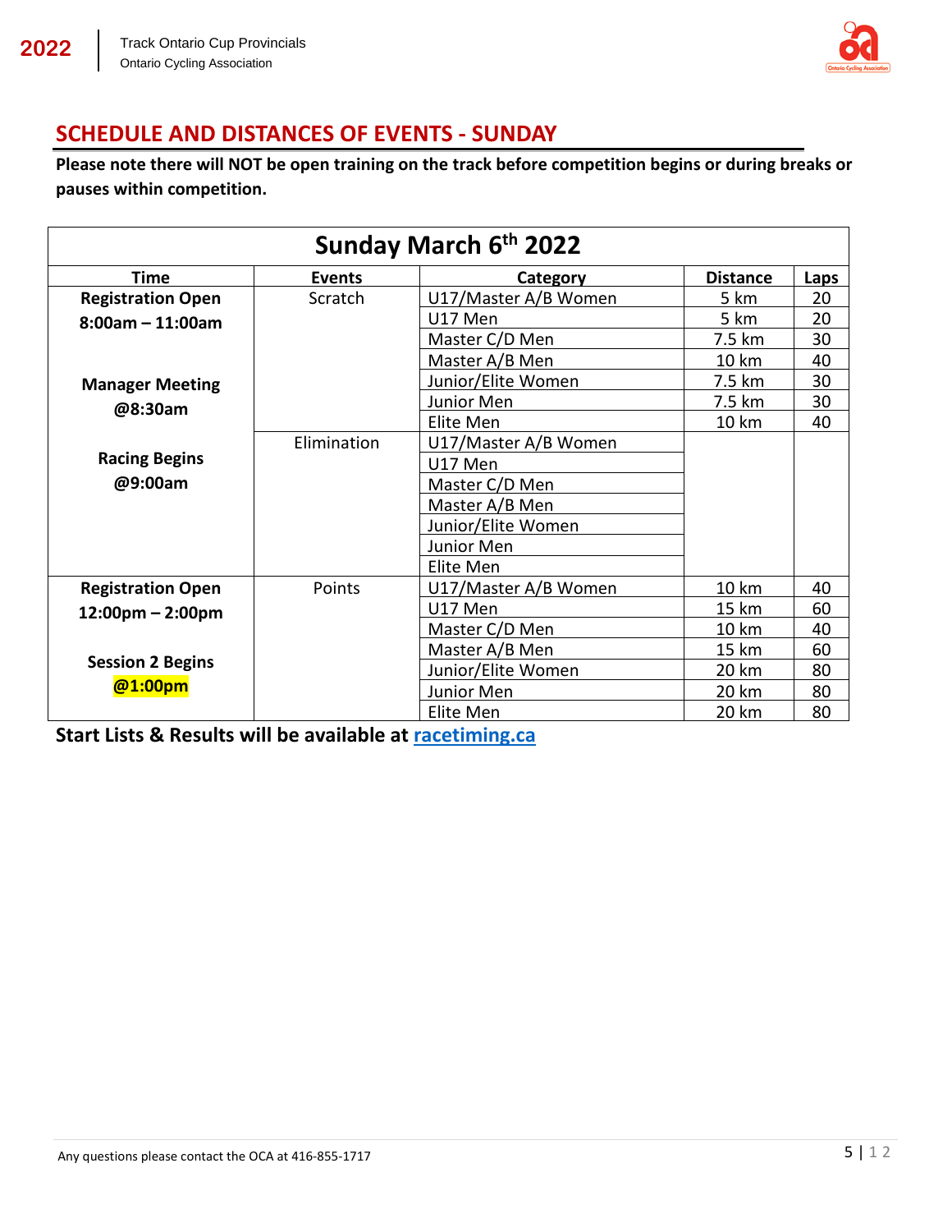## SCHEDULE AND DISTANCES OF EVENTS - SUNDAY

**Please note there will NOT be open training on the track before competition begins or during breaks or pauses within competition.**

| Sunday March 6th 2022 | | | | |
|---|---|---|---|---|
| **Time** | **Events** | **Category** | **Distance** | **Laps** |
| **Registration Open 8:00am – 11:00am**<br><br>**Manager Meeting @8:30am**<br><br>**Racing Begins @9:00am** | Scratch | U17/Master A/B Women | 5 km | 20 |
| | | U17 Men | 5 km | 20 |
| | | Master C/D Men | 7.5 km | 30 |
| | | Master A/B Men | 10 km | 40 |
| | | Junior/Elite Women | 7.5 km | 30 |
| | | Junior Men | 7.5 km | 30 |
| | | Elite Men | 10 km | 40 |
| | Elimination | U17/Master A/B Women | | |
| | | U17 Men | | |
| | | Master C/D Men | | |
| | | Master A/B Men | | |
| | | Junior/Elite Women | | |
| | | Junior Men | | |
| | | Elite Men | | |
| **Registration Open 12:00pm – 2:00pm**<br><br>**Session 2 Begins @1:00pm** | Points | U17/Master A/B Women | 10 km | 40 |
| | | U17 Men | 15 km | 60 |
| | | Master C/D Men | 10 km | 40 |
| | | Master A/B Men | 15 km | 60 |
| | | Junior/Elite Women | 20 km | 80 |
| | | Junior Men | 20 km | 80 |
| | | Elite Men | 20 km | 80 |

**Start Lists & Results will be available at [racetiming.ca](racetiming.ca)**

Any questions please contact the OCA at 416-855-1717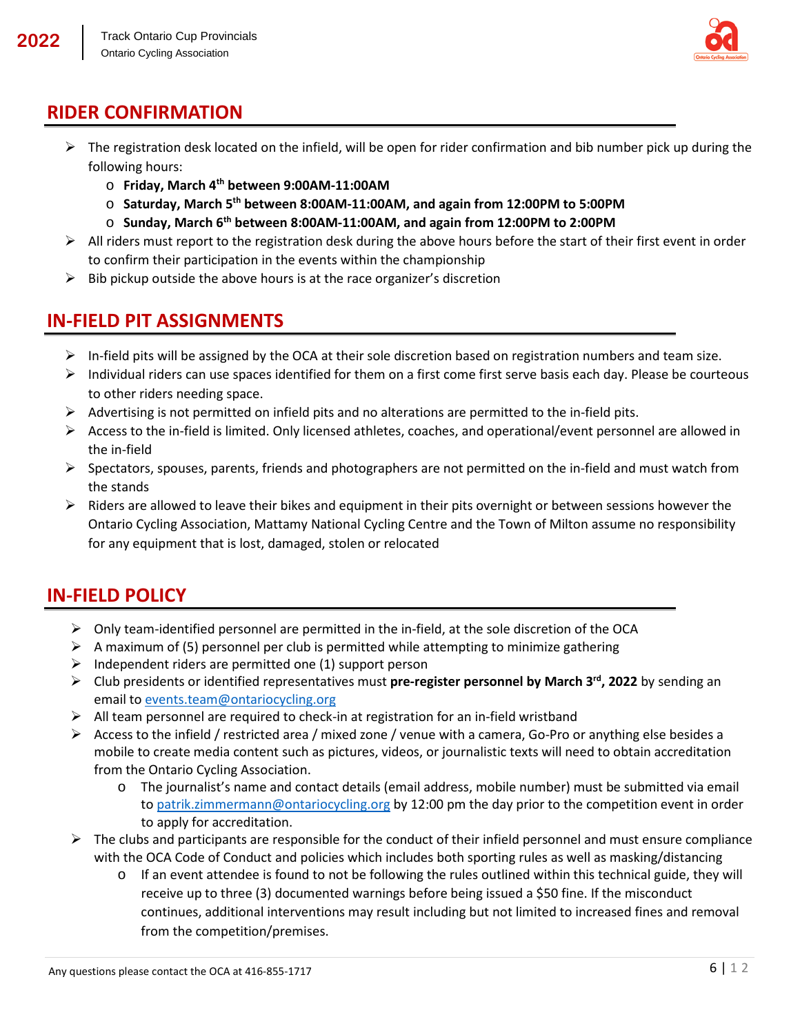## RIDER CONFIRMATION

- The registration desk located on the infield, will be open for rider confirmation and bib number pick up during the following hours:
  - **Friday, March 4th between 9:00AM-11:00AM**
  - **Saturday, March 5th between 8:00AM-11:00AM, and again from 12:00PM to 5:00PM**
  - **Sunday, March 6th between 8:00AM-11:00AM, and again from 12:00PM to 2:00PM**
- All riders must report to the registration desk during the above hours before the start of their first event in order to confirm their participation in the events within the championship
- Bib pickup outside the above hours is at the race organizer's discretion

## IN-FIELD PIT ASSIGNMENTS

- In-field pits will be assigned by the OCA at their sole discretion based on registration numbers and team size.
- Individual riders can use spaces identified for them on a first come first serve basis each day. Please be courteous to other riders needing space.
- Advertising is not permitted on infield pits and no alterations are permitted to the in-field pits.
- Access to the in-field is limited. Only licensed athletes, coaches, and operational/event personnel are allowed in the in-field
- Spectators, spouses, parents, friends and photographers are not permitted on the in-field and must watch from the stands
- Riders are allowed to leave their bikes and equipment in their pits overnight or between sessions however the Ontario Cycling Association, Mattamy National Cycling Centre and the Town of Milton assume no responsibility for any equipment that is lost, damaged, stolen or relocated

## IN-FIELD POLICY

- Only team-identified personnel are permitted in the in-field, at the sole discretion of the OCA
- A maximum of (5) personnel per club is permitted while attempting to minimize gathering
- Independent riders are permitted one (1) support person
- Club presidents or identified representatives must **pre-register personnel by March 3rd, 2022** by sending an email to events.team@ontariocycling.org
- All team personnel are required to check-in at registration for an in-field wristband
- Access to the infield / restricted area / mixed zone / venue with a camera, Go-Pro or anything else besides a mobile to create media content such as pictures, videos, or journalistic texts will need to obtain accreditation from the Ontario Cycling Association.
  - The journalist's name and contact details (email address, mobile number) must be submitted via email to patrik.zimmermann@ontariocycling.org by 12:00 pm the day prior to the competition event in order to apply for accreditation.
- The clubs and participants are responsible for the conduct of their infield personnel and must ensure compliance with the OCA Code of Conduct and policies which includes both sporting rules as well as masking/distancing
  - If an event attendee is found to not be following the rules outlined within this technical guide, they will receive up to three (3) documented warnings before being issued a $50 fine. If the misconduct continues, additional interventions may result including but not limited to increased fines and removal from the competition/premises.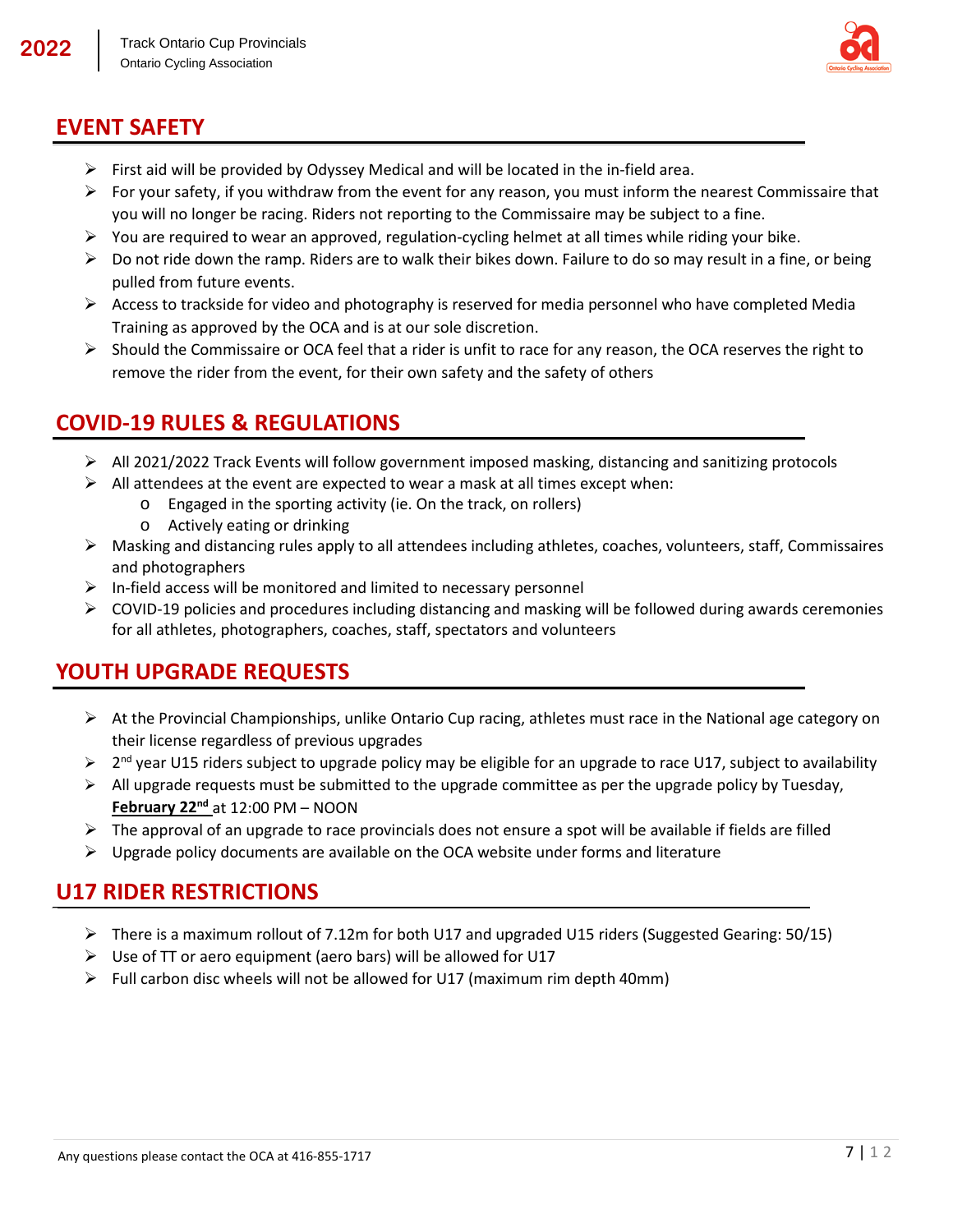## EVENT SAFETY

- First aid will be provided by Odyssey Medical and will be located in the in-field area.
- For your safety, if you withdraw from the event for any reason, you must inform the nearest Commissaire that you will no longer be racing. Riders not reporting to the Commissaire may be subject to a fine.
- You are required to wear an approved, regulation-cycling helmet at all times while riding your bike.
- Do not ride down the ramp. Riders are to walk their bikes down. Failure to do so may result in a fine, or being pulled from future events.
- Access to trackside for video and photography is reserved for media personnel who have completed Media Training as approved by the OCA and is at our sole discretion.
- Should the Commissaire or OCA feel that a rider is unfit to race for any reason, the OCA reserves the right to remove the rider from the event, for their own safety and the safety of others

## COVID-19 RULES & REGULATIONS

- All 2021/2022 Track Events will follow government imposed masking, distancing and sanitizing protocols
- All attendees at the event are expected to wear a mask at all times except when:
  - Engaged in the sporting activity (ie. On the track, on rollers)
  - Actively eating or drinking
- Masking and distancing rules apply to all attendees including athletes, coaches, volunteers, staff, Commissaires and photographers
- In-field access will be monitored and limited to necessary personnel
- COVID-19 policies and procedures including distancing and masking will be followed during awards ceremonies for all athletes, photographers, coaches, staff, spectators and volunteers

## YOUTH UPGRADE REQUESTS

- At the Provincial Championships, unlike Ontario Cup racing, athletes must race in the National age category on their license regardless of previous upgrades
- 2nd year U15 riders subject to upgrade policy may be eligible for an upgrade to race U17, subject to availability
- All upgrade requests must be submitted to the upgrade committee as per the upgrade policy by Tuesday, **February 22nd** at 12:00 PM – NOON
- The approval of an upgrade to race provincials does not ensure a spot will be available if fields are filled
- Upgrade policy documents are available on the OCA website under forms and literature

## U17 RIDER RESTRICTIONS

- There is a maximum rollout of 7.12m for both U17 and upgraded U15 riders (Suggested Gearing: 50/15)
- Use of TT or aero equipment (aero bars) will be allowed for U17
- Full carbon disc wheels will not be allowed for U17 (maximum rim depth 40mm)

Any questions please contact the OCA at 416-855-1717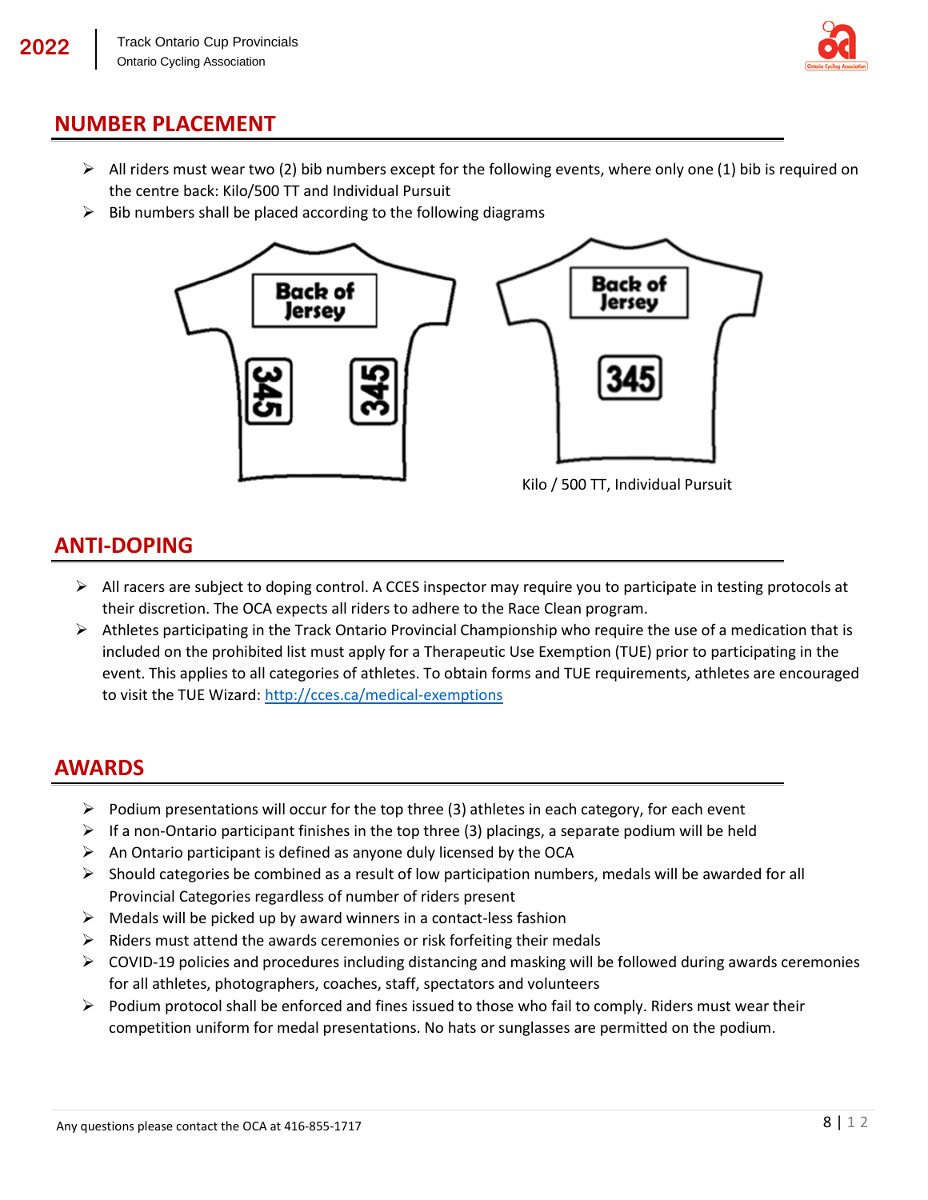## NUMBER PLACEMENT

- All riders must wear two (2) bib numbers except for the following events, where only one (1) bib is required on the centre back: Kilo/500 TT and Individual Pursuit
- Bib numbers shall be placed according to the following diagrams

Kilo / 500 TT, Individual Pursuit

## ANTI-DOPING

- All racers are subject to doping control. A CCES inspector may require you to participate in testing protocols at their discretion. The OCA expects all riders to adhere to the Race Clean program.
- Athletes participating in the Track Ontario Provincial Championship who require the use of a medication that is included on the prohibited list must apply for a Therapeutic Use Exemption (TUE) prior to participating in the event. This applies to all categories of athletes. To obtain forms and TUE requirements, athletes are encouraged to visit the TUE Wizard: http://cces.ca/medical-exemptions

## AWARDS

- Podium presentations will occur for the top three (3) athletes in each category, for each event
- If a non-Ontario participant finishes in the top three (3) placings, a separate podium will be held
- An Ontario participant is defined as anyone duly licensed by the OCA
- Should categories be combined as a result of low participation numbers, medals will be awarded for all Provincial Categories regardless of number of riders present
- Medals will be picked up by award winners in a contact-less fashion
- Riders must attend the awards ceremonies or risk forfeiting their medals
- COVID-19 policies and procedures including distancing and masking will be followed during awards ceremonies for all athletes, photographers, coaches, staff, spectators and volunteers
- Podium protocol shall be enforced and fines issued to those who fail to comply. Riders must wear their competition uniform for medal presentations. No hats or sunglasses are permitted on the podium.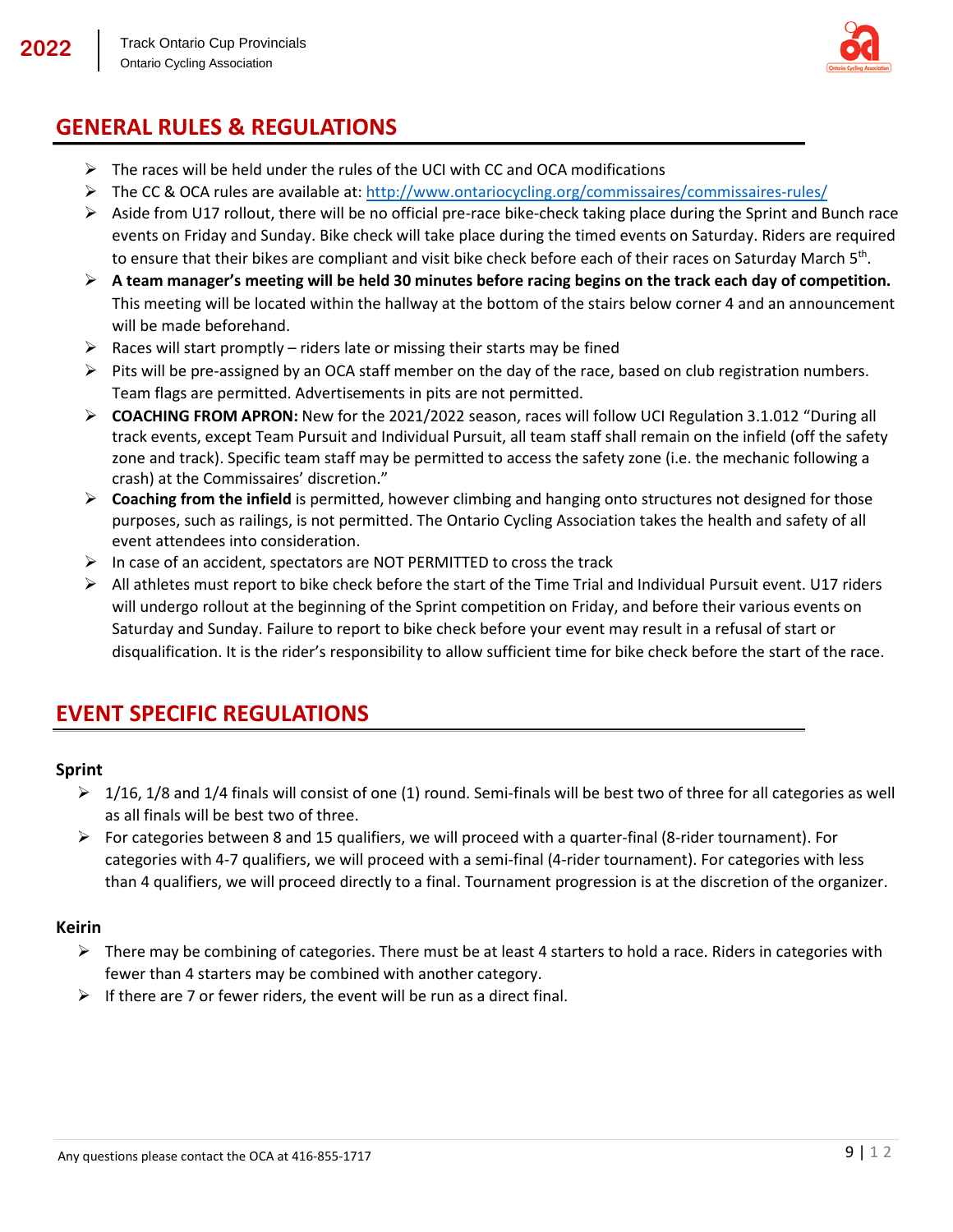## GENERAL RULES & REGULATIONS

- The races will be held under the rules of the UCI with CC and OCA modifications
- The CC & OCA rules are available at: http://www.ontariocycling.org/commissaires/commissaires-rules/
- Aside from U17 rollout, there will be no official pre-race bike-check taking place during the Sprint and Bunch race events on Friday and Sunday. Bike check will take place during the timed events on Saturday. Riders are required to ensure that their bikes are compliant and visit bike check before each of their races on Saturday March 5th.
- **A team manager's meeting will be held 30 minutes before racing begins on the track each day of competition.** This meeting will be located within the hallway at the bottom of the stairs below corner 4 and an announcement will be made beforehand.
- Races will start promptly – riders late or missing their starts may be fined
- Pits will be pre-assigned by an OCA staff member on the day of the race, based on club registration numbers. Team flags are permitted. Advertisements in pits are not permitted.
- **COACHING FROM APRON:** New for the 2021/2022 season, races will follow UCI Regulation 3.1.012 "During all track events, except Team Pursuit and Individual Pursuit, all team staff shall remain on the infield (off the safety zone and track). Specific team staff may be permitted to access the safety zone (i.e. the mechanic following a crash) at the Commissaires' discretion."
- **Coaching from the infield** is permitted, however climbing and hanging onto structures not designed for those purposes, such as railings, is not permitted. The Ontario Cycling Association takes the health and safety of all event attendees into consideration.
- In case of an accident, spectators are NOT PERMITTED to cross the track
- All athletes must report to bike check before the start of the Time Trial and Individual Pursuit event. U17 riders will undergo rollout at the beginning of the Sprint competition on Friday, and before their various events on Saturday and Sunday. Failure to report to bike check before your event may result in a refusal of start or disqualification. It is the rider's responsibility to allow sufficient time for bike check before the start of the race.

## EVENT SPECIFIC REGULATIONS

### Sprint

- 1/16, 1/8 and 1/4 finals will consist of one (1) round. Semi-finals will be best two of three for all categories as well as all finals will be best two of three.
- For categories between 8 and 15 qualifiers, we will proceed with a quarter-final (8-rider tournament). For categories with 4-7 qualifiers, we will proceed with a semi-final (4-rider tournament). For categories with less than 4 qualifiers, we will proceed directly to a final. Tournament progression is at the discretion of the organizer.

### Keirin

- There may be combining of categories. There must be at least 4 starters to hold a race. Riders in categories with fewer than 4 starters may be combined with another category.
- If there are 7 or fewer riders, the event will be run as a direct final.

Any questions please contact the OCA at 416-855-1717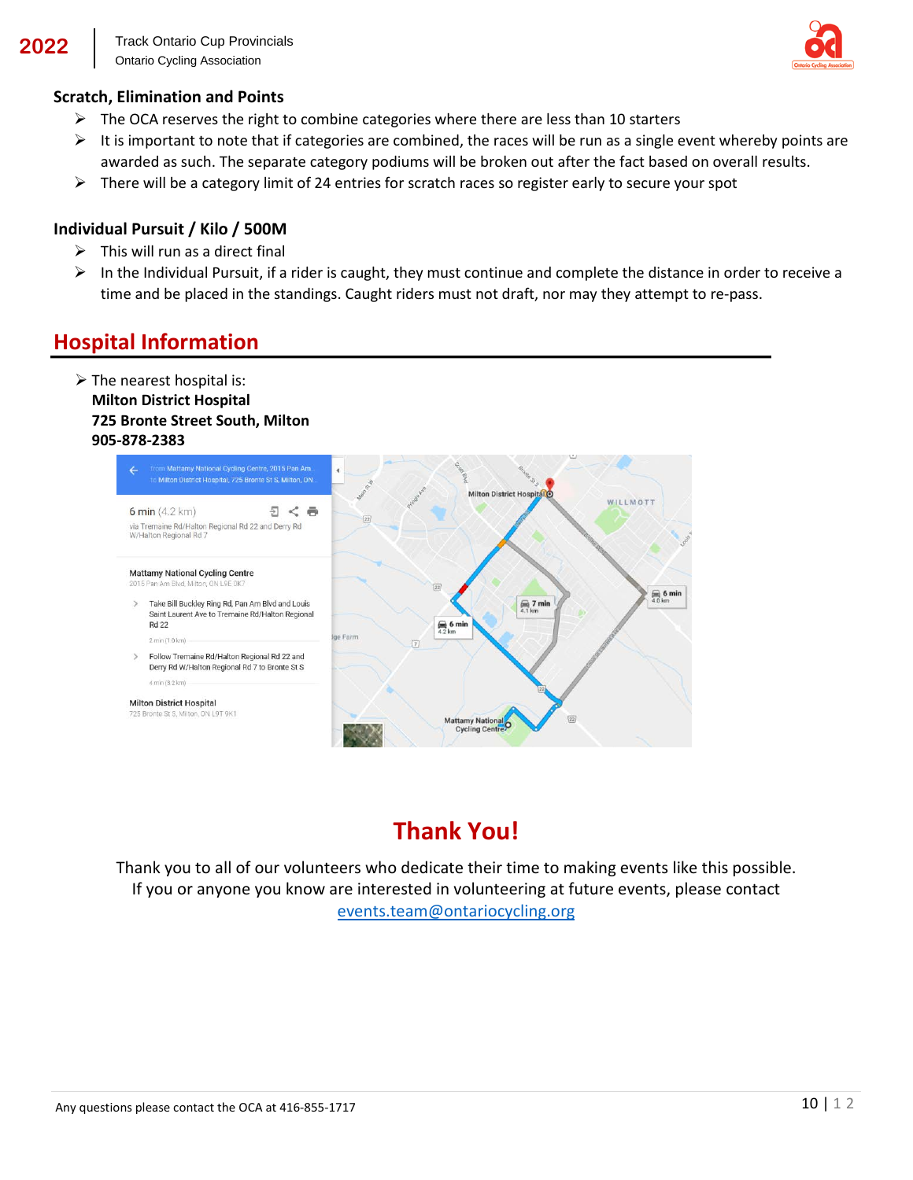### Scratch, Elimination and Points

- The OCA reserves the right to combine categories where there are less than 10 starters
- It is important to note that if categories are combined, the races will be run as a single event whereby points are awarded as such. The separate category podiums will be broken out after the fact based on overall results.
- There will be a category limit of 24 entries for scratch races so register early to secure your spot

### Individual Pursuit / Kilo / 500M

- This will run as a direct final
- In the Individual Pursuit, if a rider is caught, they must continue and complete the distance in order to receive a time and be placed in the standings. Caught riders must not draft, nor may they attempt to re-pass.

## Hospital Information

- The nearest hospital is:
  **Milton District Hospital**
  **725 Bronte Street South, Milton**
  **905-878-2383**

## Thank You!

Thank you to all of our volunteers who dedicate their time to making events like this possible. If you or anyone you know are interested in volunteering at future events, please contact events.team@ontariocycling.org

Any questions please contact the OCA at 416-855-1717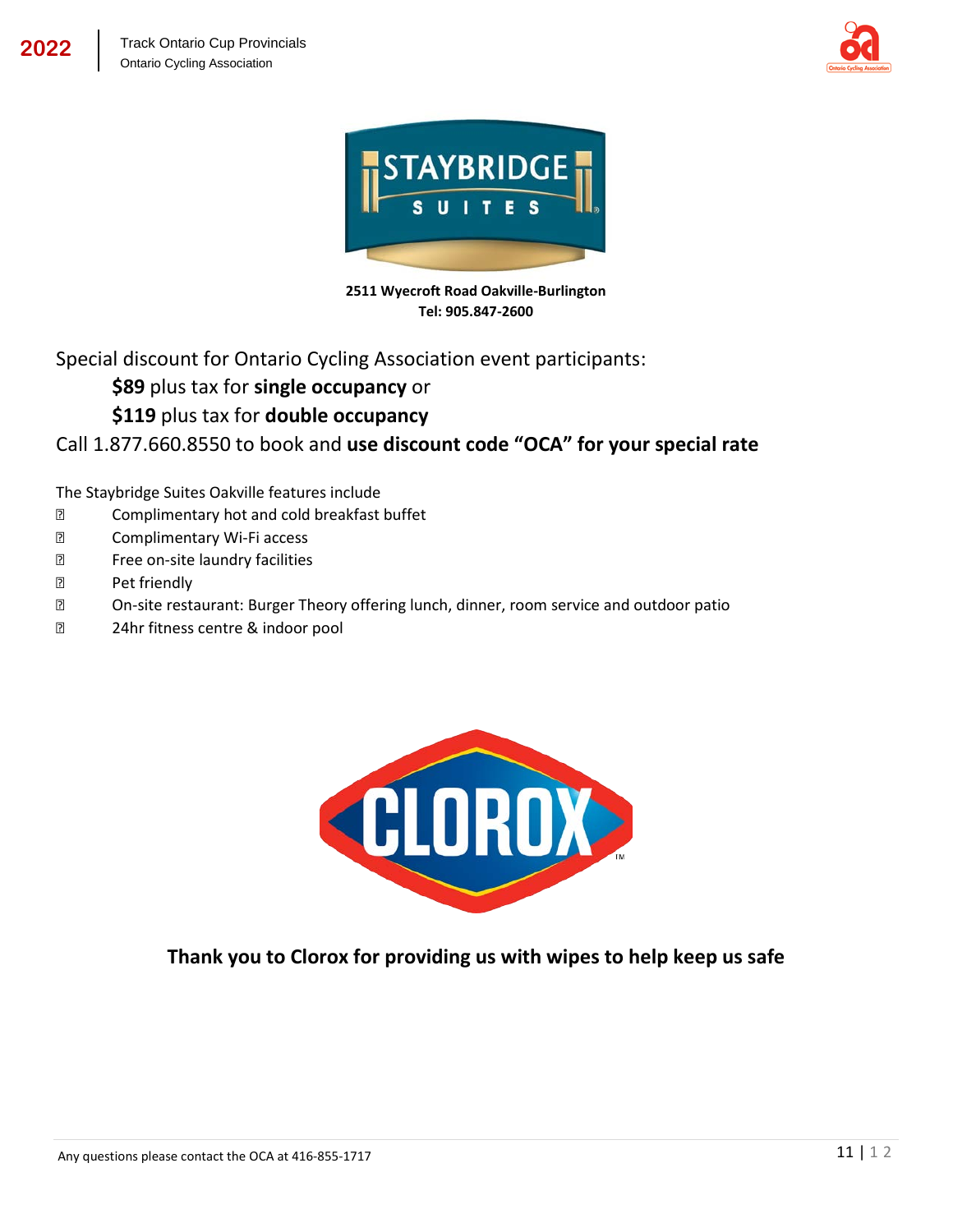**2511 Wyecroft Road Oakville-Burlington**
**Tel: 905.847-2600**

Special discount for Ontario Cycling Association event participants:

**$89** plus tax for **single occupancy** or

**$119** plus tax for **double occupancy**

Call 1.877.660.8550 to book and **use discount code “OCA” for your special rate**

The Staybridge Suites Oakville features include

- Complimentary hot and cold breakfast buffet
- Complimentary Wi-Fi access
- Free on-site laundry facilities
- Pet friendly
- On-site restaurant: Burger Theory offering lunch, dinner, room service and outdoor patio
- 24hr fitness centre & indoor pool

**Thank you to Clorox for providing us with wipes to help keep us safe**

Any questions please contact the OCA at 416-855-1717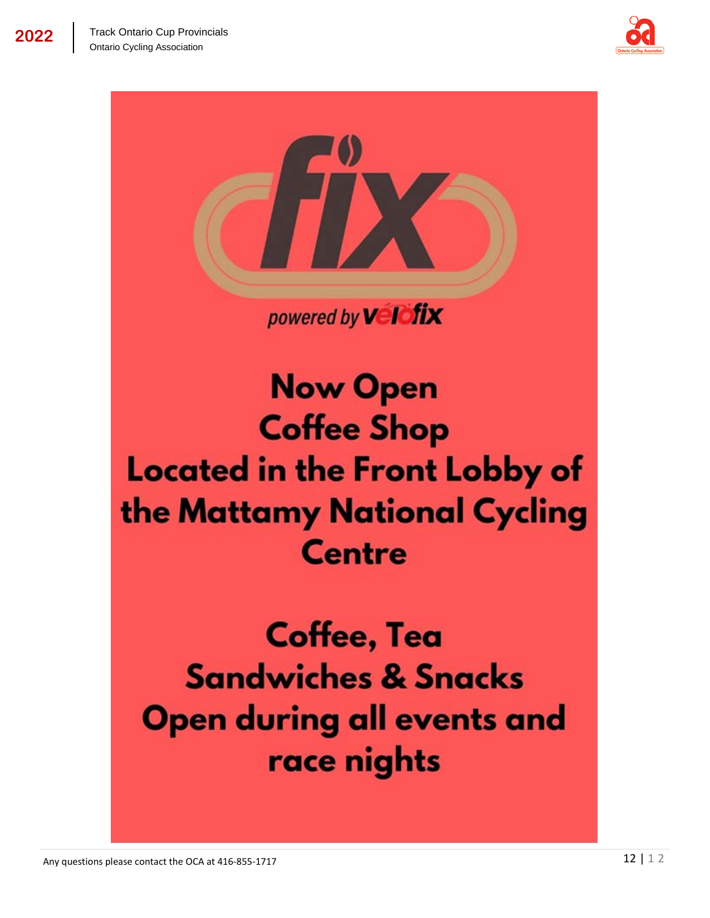fix

powered by vélofix

**Now Open**
**Coffee Shop**
**Located in the Front Lobby of the Mattamy National Cycling Centre**

**Coffee, Tea**
**Sandwiches & Snacks**
**Open during all events and race nights**

Any questions please contact the OCA at 416-855-1717